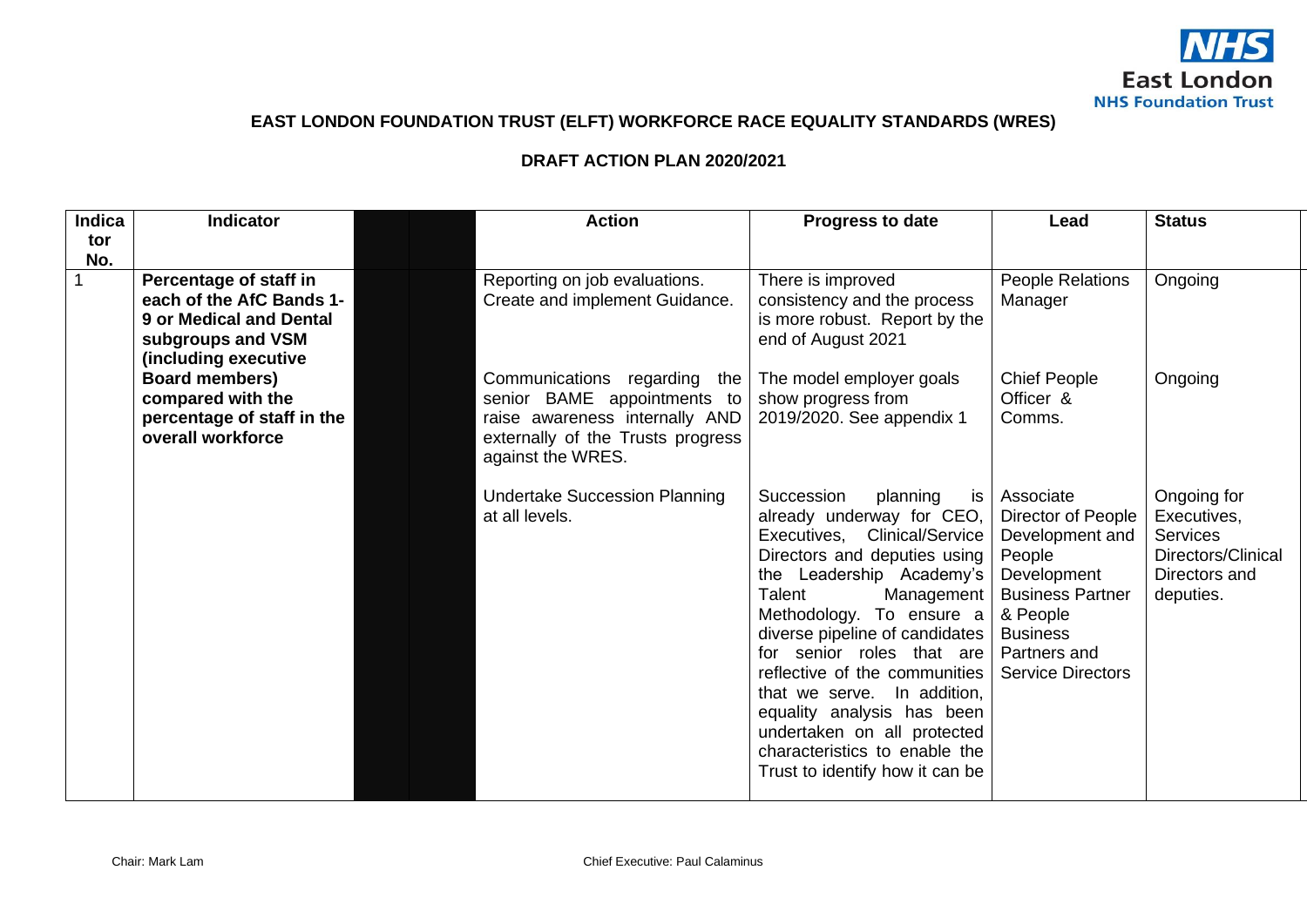# EAST LONDON FOUNDATION TRUST (ELFT) WORKFORCE RACE EQUALITY STANDARDS (WRES)

## DRAFT ACTION PLAN 2020/2021

| Indicator No. | Indicator | | | Action | Progress to date | Lead | Status |
|---|---|---|---|---|---|---|---|
| 1 | **Percentage of staff in each of the AfC Bands 1-9 or Medical and Dental subgroups and VSM (including executive Board members) compared with the percentage of staff in the overall workforce** | | | Reporting on job evaluations. Create and implement Guidance. | There is improved consistency and the process is more robust. Report by the end of August 2021 | People Relations Manager | Ongoing |
| | | | | Communications regarding the senior BAME appointments to raise awareness internally AND externally of the Trusts progress against the WRES. | The model employer goals show progress from 2019/2020. See appendix 1 | Chief People Officer & Comms. | Ongoing |
| | | | | Undertake Succession Planning at all levels. | Succession planning is already underway for CEO, Executives, Clinical/Service Directors and deputies using the Leadership Academy's Talent Management Methodology. To ensure a diverse pipeline of candidates for senior roles that are reflective of the communities that we serve. In addition, equality analysis has been undertaken on all protected characteristics to enable the Trust to identify how it can be | Associate Director of People Development and People Development Business Partner & People Business Partners and Service Directors | Ongoing for Executives, Services Directors/Clinical Directors and deputies. |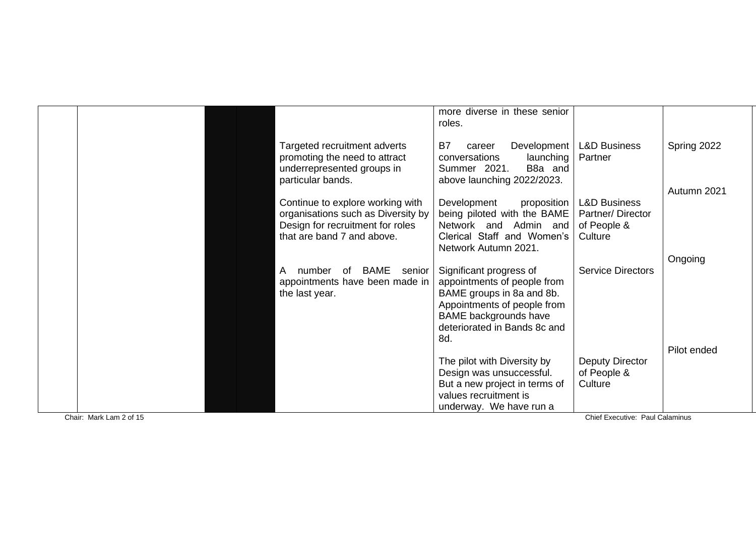| | | | | | | | |
|---|---|---|---|---|---|---|---|
| | | | | | more diverse in these senior roles. | | |
| | | | | Targeted recruitment adverts promoting the need to attract underrepresented groups in particular bands. | B7 career Development conversations launching Summer 2021. B8a and above launching 2022/2023. | L&D Business Partner | Spring 2022 |
| | | | | Continue to explore working with organisations such as Diversity by Design for recruitment for roles that are band 7 and above. | Development proposition being piloted with the BAME Network and Admin and Clerical Staff and Women's Network Autumn 2021. | L&D Business Partner/ Director of People & Culture | Autumn 2021 |
| | | | | A number of BAME senior appointments have been made in the last year. | Significant progress of appointments of people from BAME groups in 8a and 8b. Appointments of people from BAME backgrounds have deteriorated in Bands 8c and 8d. | Service Directors | Ongoing |
| | | | | | The pilot with Diversity by Design was unsuccessful. But a new project in terms of values recruitment is underway. We have run a | Deputy Director of People & Culture | Pilot ended |

Chair: Mark Lam

Chief Executive: Paul Calaminus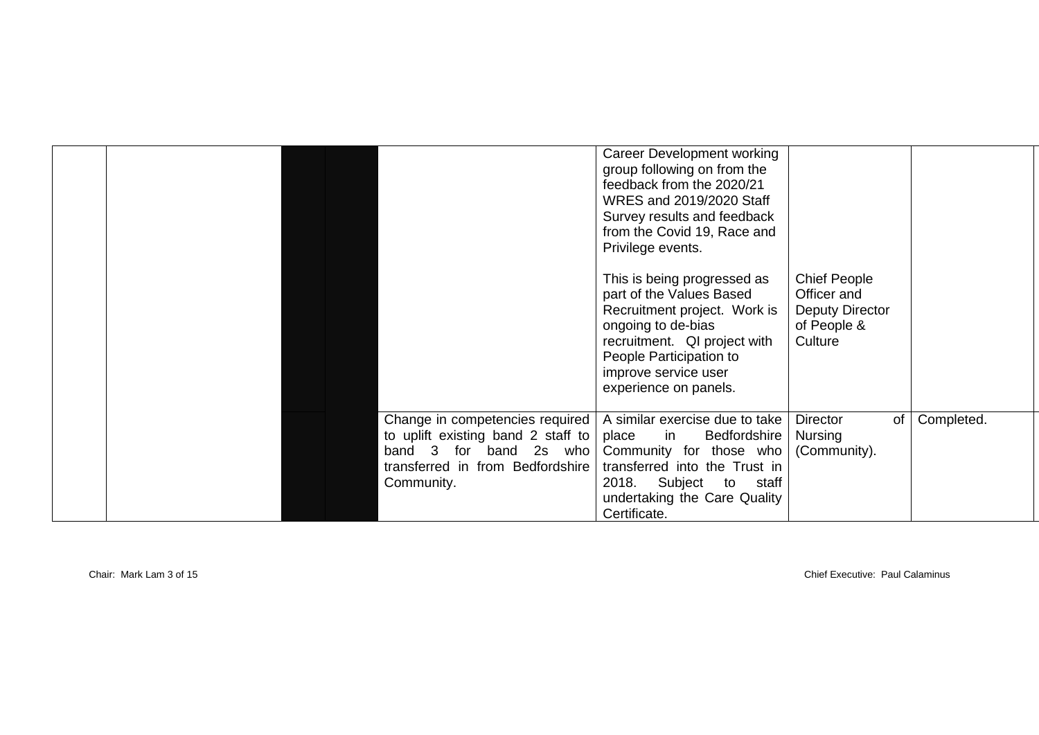|  |  |  |  |  |  |  |  |
|---|---|---|---|---|---|---|---|
|  |  |  |  |  | Career Development working group following on from the feedback from the 2020/21 WRES and 2019/2020 Staff Survey results and feedback from the Covid 19, Race and Privilege events.<br><br>This is being progressed as part of the Values Based Recruitment project. Work is ongoing to de-bias recruitment. QI project with People Participation to improve service user experience on panels. | Chief People Officer and Deputy Director of People & Culture |  |
|  |  |  |  | Change in competencies required to uplift existing band 2 staff to band 3 for band 2s who transferred in from Bedfordshire Community. | A similar exercise due to take place in Bedfordshire Community for those who transferred into the Trust in 2018. Subject to staff undertaking the Care Quality Certificate. | Director of Nursing (Community). | Completed. |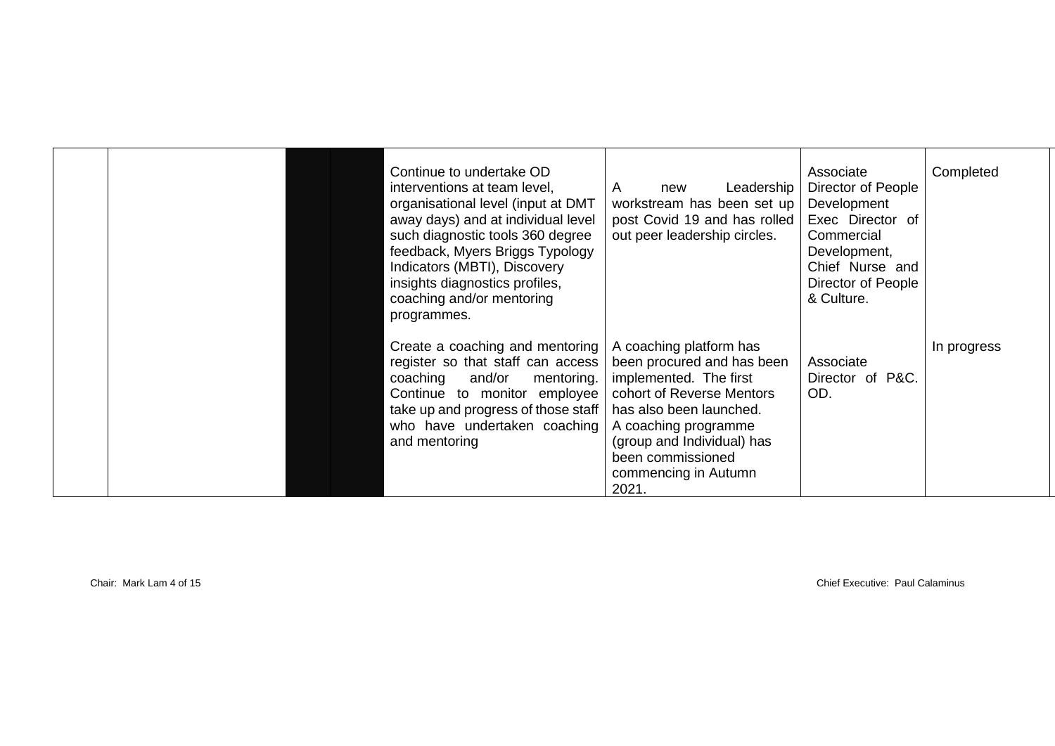|  |  |  |  | Continue to undertake OD interventions at team level, organisational level (input at DMT away days) and at individual level such diagnostic tools 360 degree feedback, Myers Briggs Typology Indicators (MBTI), Discovery insights diagnostics profiles, coaching and/or mentoring programmes. | A new Leadership workstream has been set up post Covid 19 and has rolled out peer leadership circles. | Associate Director of People Development Exec Director of Commercial Development, Chief Nurse and Director of People & Culture. | Completed |
|---|---|---|---|---|---|---|---|
|  |  |  |  | Create a coaching and mentoring register so that staff can access coaching and/or mentoring. Continue to monitor employee take up and progress of those staff who have undertaken coaching and mentoring | A coaching platform has been procured and has been implemented. The first cohort of Reverse Mentors has also been launched. A coaching programme (group and Individual) has been commissioned commencing in Autumn 2021. | Associate Director of P&C. OD. | In progress |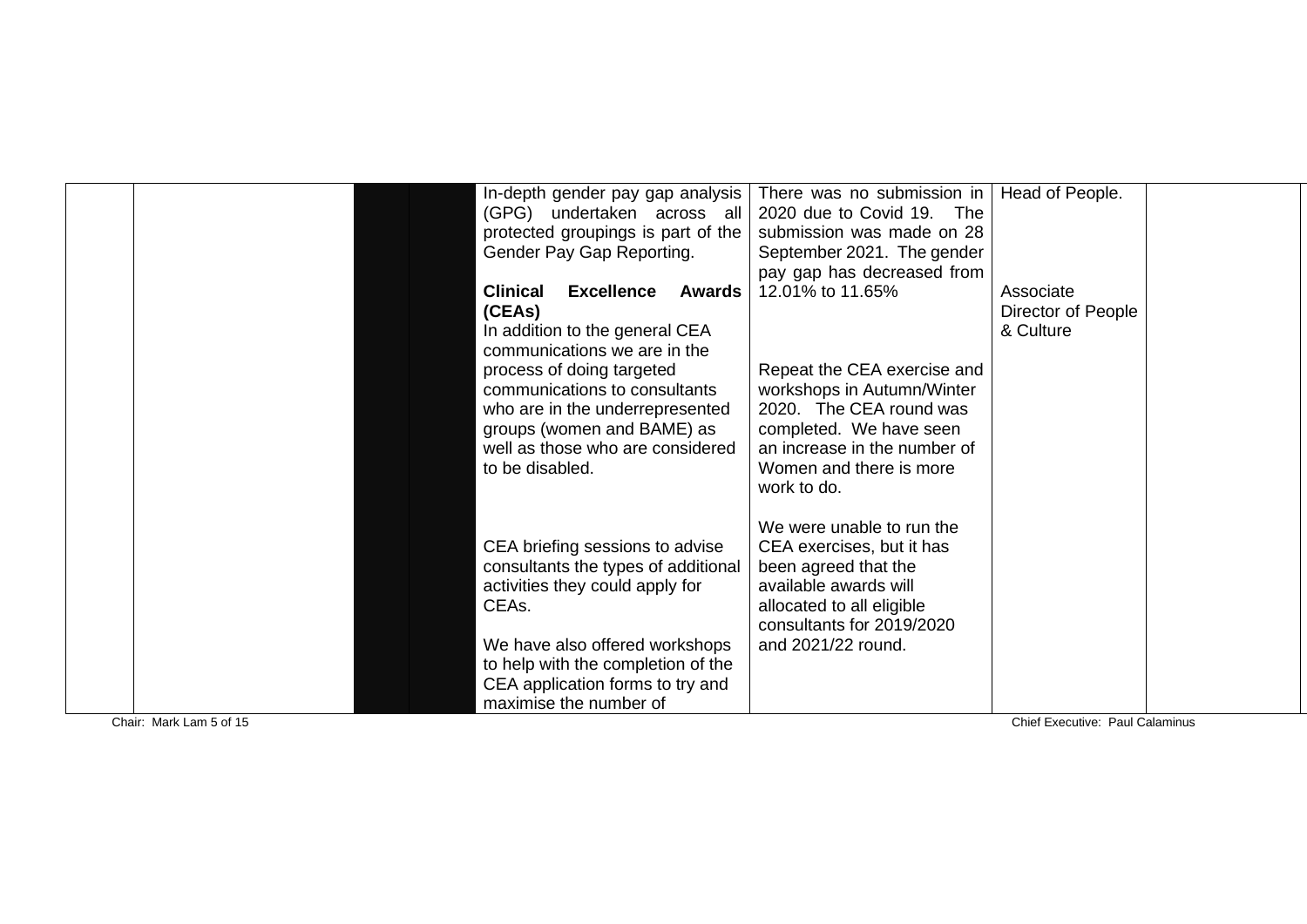| | | | | | | | |
|---|---|---|---|---|---|---|---|
| | | | | In-depth gender pay gap analysis (GPG) undertaken across all protected groupings is part of the Gender Pay Gap Reporting.<br><br>**Clinical Excellence Awards (CEAs)**<br>In addition to the general CEA communications we are in the process of doing targeted communications to consultants who are in the underrepresented groups (women and BAME) as well as those who are considered to be disabled.<br><br>CEA briefing sessions to advise consultants the types of additional activities they could apply for CEAs.<br><br>We have also offered workshops to help with the completion of the CEA application forms to try and maximise the number of | There was no submission in 2020 due to Covid 19. The submission was made on 28 September 2021. The gender pay gap has decreased from 12.01% to 11.65%<br><br>Repeat the CEA exercise and workshops in Autumn/Winter 2020. The CEA round was completed. We have seen an increase in the number of Women and there is more work to do.<br><br>We were unable to run the CEA exercises, but it has been agreed that the available awards will allocated to all eligible consultants for 2019/2020 and 2021/22 round. | Head of People.<br><br>Associate Director of People & Culture | |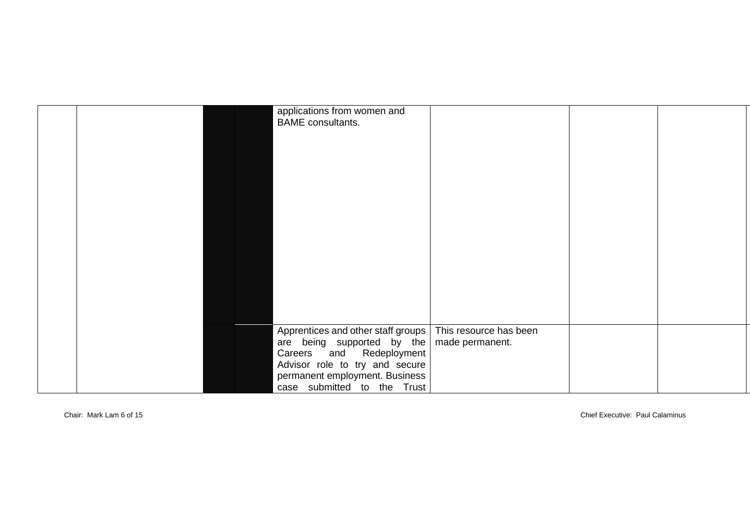| | | | | | | | |
|---|---|---|---|---|---|---|---|
| | | | | applications from women and BAME consultants. | | | |
| | | | | Apprentices and other staff groups are being supported by the Careers and Redeployment Advisor role to try and secure permanent employment. Business case submitted to the Trust | This resource has been made permanent. | | |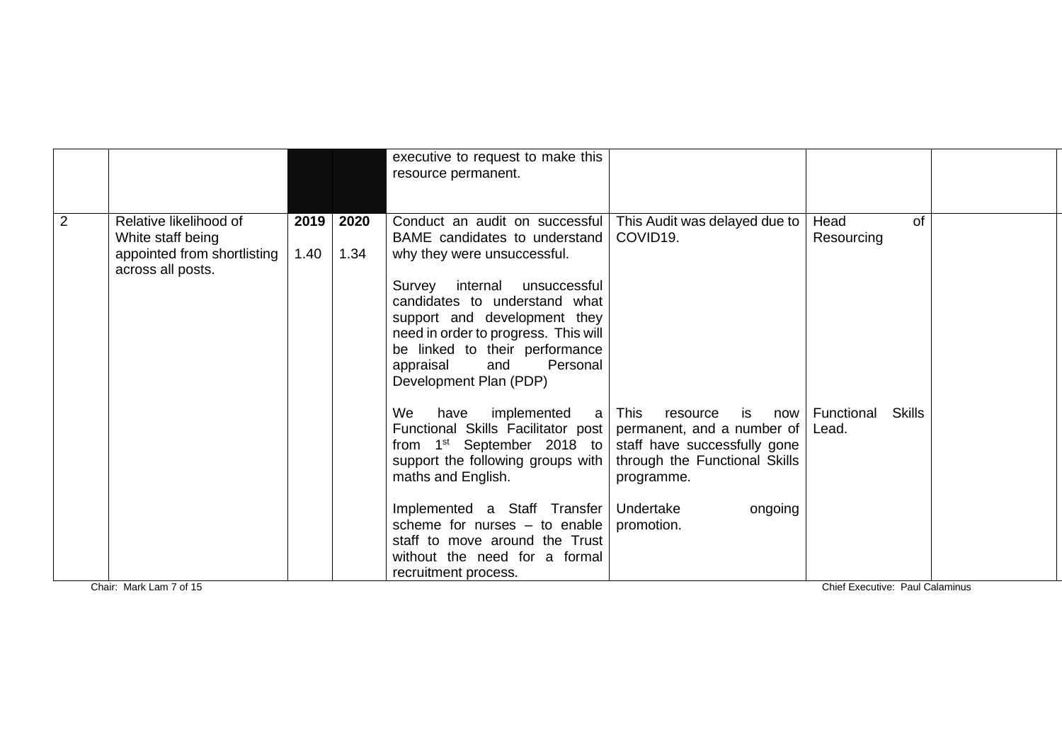| | | | | | | | |
|---|---|---|---|---|---|---|---|
| | | | | executive to request to make this resource permanent. | | | |
| 2 | Relative likelihood of White staff being appointed from shortlisting across all posts. | **2019** 1.40 | **2020** 1.34 | Conduct an audit on successful BAME candidates to understand why they were unsuccessful.<br><br>Survey internal unsuccessful candidates to understand what support and development they need in order to progress. This will be linked to their performance appraisal and Personal Development Plan (PDP) | This Audit was delayed due to COVID19. | Head of Resourcing | |
| | | | | We have implemented a Functional Skills Facilitator post from 1st September 2018 to support the following groups with maths and English.<br><br>Implemented a Staff Transfer scheme for nurses – to enable staff to move around the Trust without the need for a formal recruitment process. | This resource is now permanent, and a number of staff have successfully gone through the Functional Skills programme.<br><br>Undertake ongoing promotion. | Functional Skills Lead. | |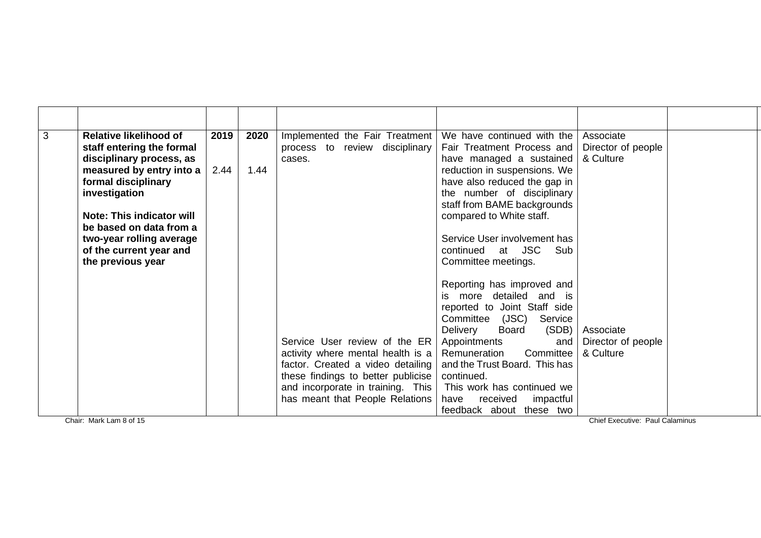|  |  |  |  |  |  |  |  |
|---|---|---|---|---|---|---|---|
| 3 | **Relative likelihood of staff entering the formal disciplinary process, as measured by entry into a formal disciplinary investigation**<br><br>**Note: This indicator will be based on data from a two-year rolling average of the current year and the previous year** | **2019**<br><br>2.44 | **2020**<br><br>1.44 | Implemented the Fair Treatment process to review disciplinary cases.<br><br>Service User review of the ER activity where mental health is a factor. Created a video detailing these findings to better publicise and incorporate in training. This has meant that People Relations | We have continued with the Fair Treatment Process and have managed a sustained reduction in suspensions. We have also reduced the gap in the number of disciplinary staff from BAME backgrounds compared to White staff.<br><br>Service User involvement has continued at JSC Sub Committee meetings.<br><br>Reporting has improved and is more detailed and is reported to Joint Staff side Committee (JSC) Service Delivery Board (SDB) Appointments and Remuneration Committee and the Trust Board. This has continued.<br>This work has continued we have received impactful feedback about these two | Associate Director of people & Culture<br><br>Associate Director of people & Culture |  |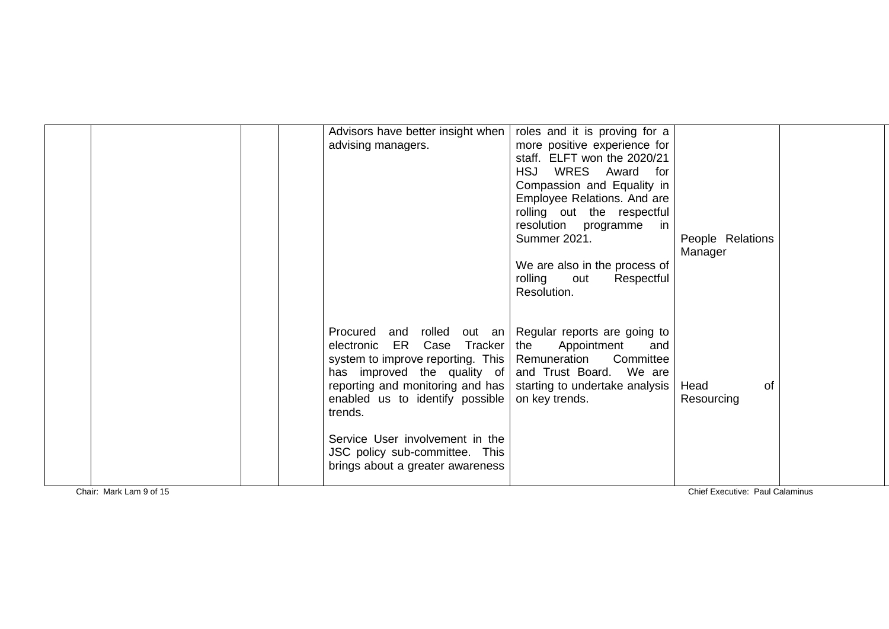|  |  |  |  |  |  |  |  |
|---|---|---|---|---|---|---|---|
|  |  |  |  | Advisors have better insight when advising managers. | roles and it is proving for a more positive experience for staff. ELFT won the 2020/21 HSJ WRES Award for Compassion and Equality in Employee Relations. And are rolling out the respectful resolution programme in Summer 2021.<br><br>We are also in the process of rolling out Respectful Resolution. | People Relations Manager |  |
|  |  |  |  | Procured and rolled out an electronic ER Case Tracker system to improve reporting. This has improved the quality of reporting and monitoring and has enabled us to identify possible trends.<br><br>Service User involvement in the JSC policy sub-committee. This brings about a greater awareness | Regular reports are going to the Appointment and Remuneration Committee and Trust Board. We are starting to undertake analysis on key trends. | Head of Resourcing |  |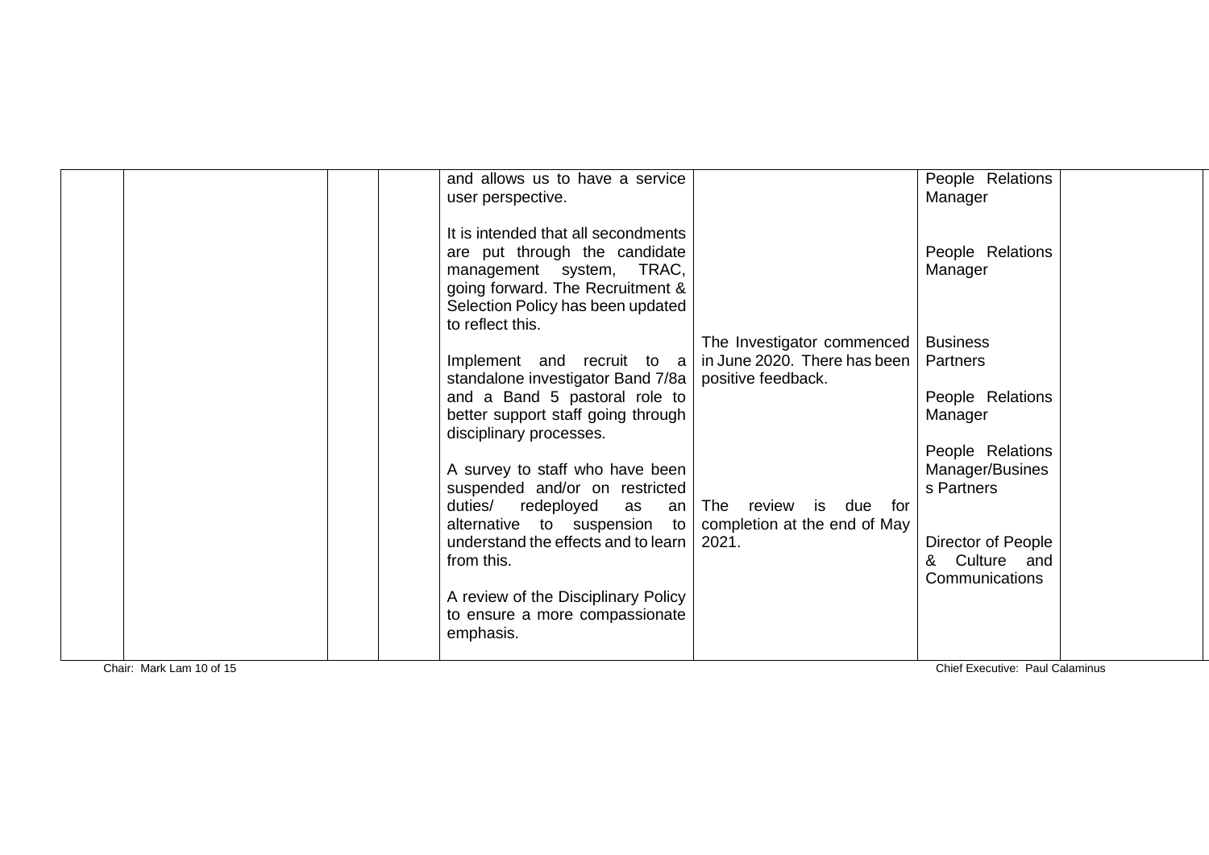|  |  |  |  | and allows us to have a service user perspective.<br><br>It is intended that all secondments are put through the candidate management system, TRAC, going forward. The Recruitment & Selection Policy has been updated to reflect this.<br><br>Implement and recruit to a standalone investigator Band 7/8a and a Band 5 pastoral role to better support staff going through disciplinary processes.<br><br>A survey to staff who have been suspended and/or on restricted duties/ redeployed as an alternative to suspension to understand the effects and to learn from this.<br><br>A review of the Disciplinary Policy to ensure a more compassionate emphasis. | The Investigator commenced in June 2020. There has been positive feedback.<br><br>The review is due for completion at the end of May 2021. | People Relations Manager<br><br>People Relations Manager<br><br>Business Partners<br><br>People Relations Manager<br><br>People Relations Manager/Business Partners<br><br>Director of People & Culture and Communications |  |
|---|---|---|---|---|---|---|---|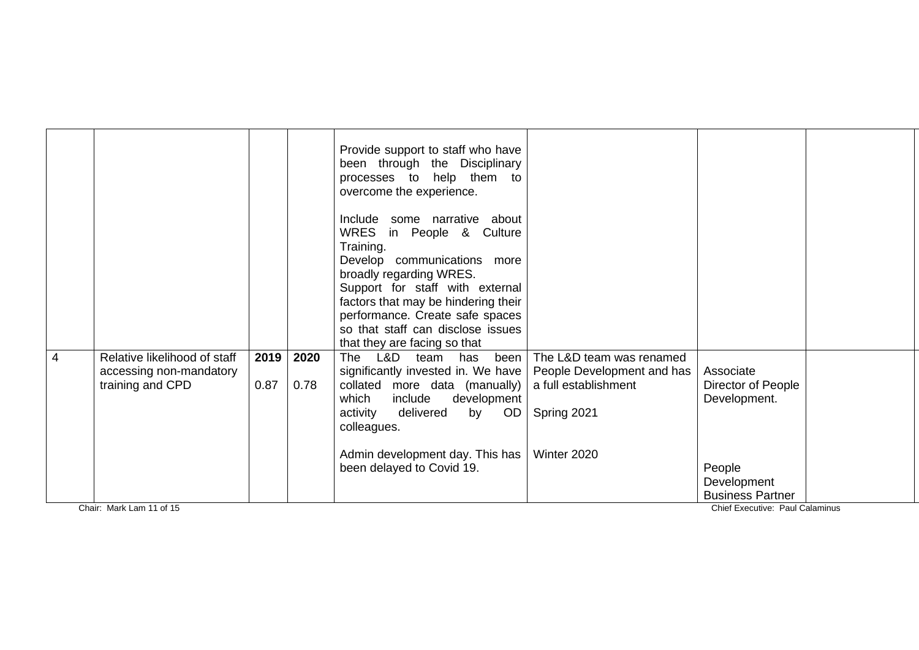| | | | | | | | |
|---|---|---|---|---|---|---|---|
| | | | | Provide support to staff who have been through the Disciplinary processes to help them to overcome the experience.<br><br>Include some narrative about WRES in People & Culture Training.<br>Develop communications more broadly regarding WRES.<br>Support for staff with external factors that may be hindering their performance. Create safe spaces so that staff can disclose issues that they are facing so that | | | |
| 4 | Relative likelihood of staff accessing non-mandatory training and CPD | **2019**<br><br>0.87 | **2020**<br><br>0.78 | The L&D team has been significantly invested in. We have collated more data (manually) which include development activity delivered by OD colleagues.<br><br>Admin development day. This has been delayed to Covid 19. | The L&D team was renamed People Development and has a full establishment<br><br>Spring 2021<br><br>Winter 2020 | Associate Director of People Development.<br><br>People Development Business Partner | |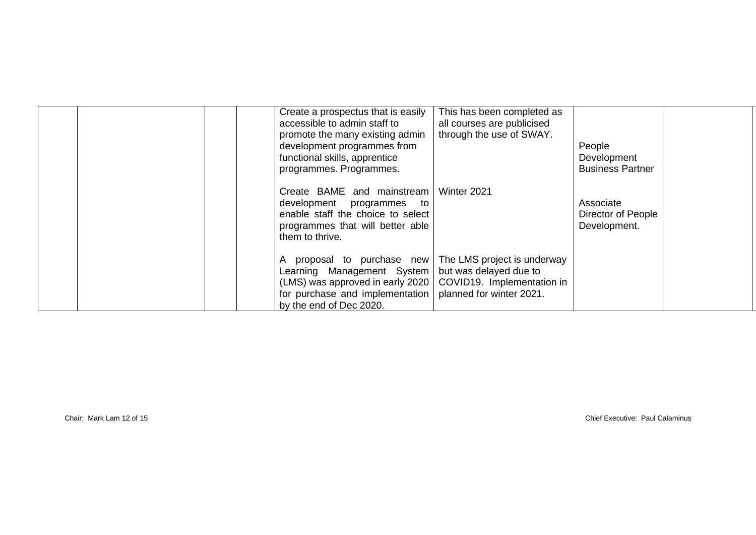| | | | | | | | |
|---|---|---|---|---|---|---|---|
| | | | | Create a prospectus that is easily accessible to admin staff to promote the many existing admin development programmes from functional skills, apprentice programmes. Programmes. | This has been completed as all courses are publicised through the use of SWAY. | People Development Business Partner | |
| | | | | Create BAME and mainstream development programmes to enable staff the choice to select programmes that will better able them to thrive. | Winter 2021 | Associate Director of People Development. | |
| | | | | A proposal to purchase new Learning Management System (LMS) was approved in early 2020 for purchase and implementation by the end of Dec 2020. | The LMS project is underway but was delayed due to COVID19. Implementation in planned for winter 2021. | | |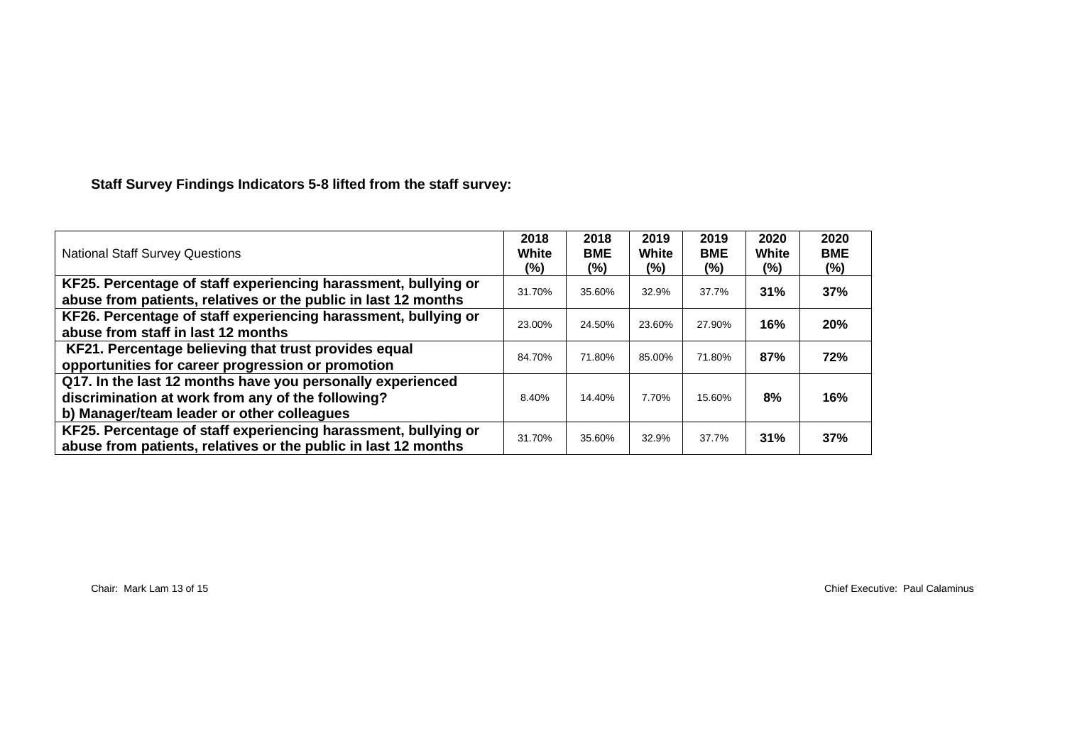**Staff Survey Findings Indicators 5-8 lifted from the staff survey:**

| National Staff Survey Questions | 2018 White (%) | 2018 BME (%) | 2019 White (%) | 2019 BME (%) | 2020 White (%) | 2020 BME (%) |
|---|---|---|---|---|---|---|
| **KF25. Percentage of staff experiencing harassment, bullying or abuse from patients, relatives or the public in last 12 months** | 31.70% | 35.60% | 32.9% | 37.7% | **31%** | **37%** |
| **KF26. Percentage of staff experiencing harassment, bullying or abuse from staff in last 12 months** | 23.00% | 24.50% | 23.60% | 27.90% | **16%** | **20%** |
| **KF21. Percentage believing that trust provides equal opportunities for career progression or promotion** | 84.70% | 71.80% | 85.00% | 71.80% | **87%** | **72%** |
| **Q17. In the last 12 months have you personally experienced discrimination at work from any of the following? b) Manager/team leader or other colleagues** | 8.40% | 14.40% | 7.70% | 15.60% | **8%** | **16%** |
| **KF25. Percentage of staff experiencing harassment, bullying or abuse from patients, relatives or the public in last 12 months** | 31.70% | 35.60% | 32.9% | 37.7% | **31%** | **37%** |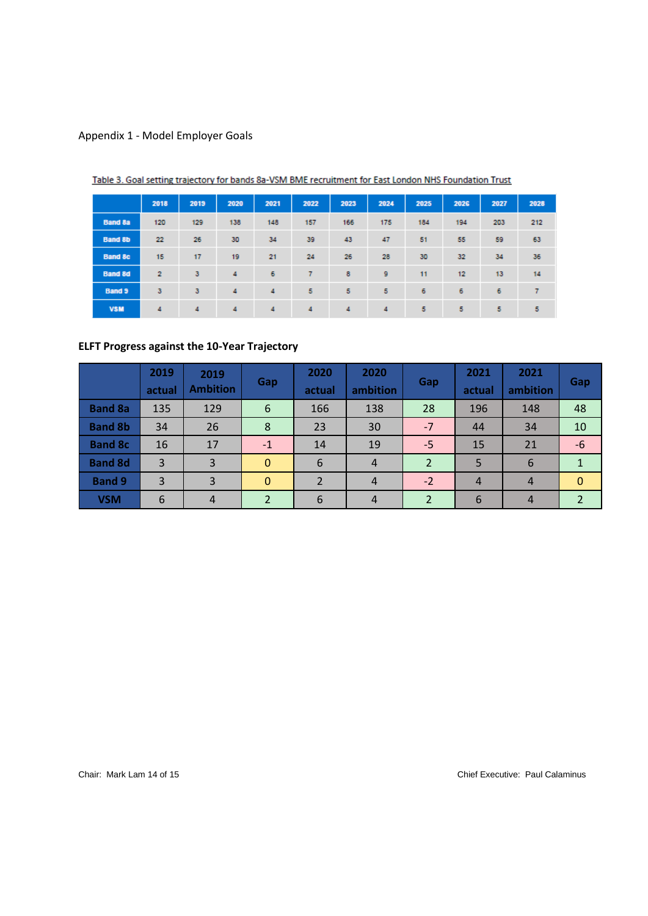Appendix 1 - Model Employer Goals

Table 3. Goal setting trajectory for bands 8a-VSM BME recruitment for East London NHS Foundation Trust

| | 2018 | 2019 | 2020 | 2021 | 2022 | 2023 | 2024 | 2025 | 2026 | 2027 | 2028 |
|---|---|---|---|---|---|---|---|---|---|---|---|
| Band 8a | 120 | 129 | 138 | 148 | 157 | 166 | 175 | 184 | 194 | 203 | 212 |
| Band 8b | 22 | 26 | 30 | 34 | 39 | 43 | 47 | 51 | 55 | 59 | 63 |
| Band 8c | 15 | 17 | 19 | 21 | 24 | 26 | 28 | 30 | 32 | 34 | 36 |
| Band 8d | 2 | 3 | 4 | 6 | 7 | 8 | 9 | 11 | 12 | 13 | 14 |
| Band 9 | 3 | 3 | 4 | 4 | 5 | 5 | 5 | 6 | 6 | 6 | 7 |
| VSM | 4 | 4 | 4 | 4 | 4 | 4 | 4 | 5 | 5 | 5 | 5 |

**ELFT Progress against the 10-Year Trajectory**

| | 2019 actual | 2019 Ambition | Gap | 2020 actual | 2020 ambition | Gap | 2021 actual | 2021 ambition | Gap |
|---|---|---|---|---|---|---|---|---|---|
| Band 8a | 135 | 129 | 6 | 166 | 138 | 28 | 196 | 148 | 48 |
| Band 8b | 34 | 26 | 8 | 23 | 30 | -7 | 44 | 34 | 10 |
| Band 8c | 16 | 17 | -1 | 14 | 19 | -5 | 15 | 21 | -6 |
| Band 8d | 3 | 3 | 0 | 6 | 4 | 2 | 5 | 6 | 1 |
| Band 9 | 3 | 3 | 0 | 2 | 4 | -2 | 4 | 4 | 0 |
| VSM | 6 | 4 | 2 | 6 | 4 | 2 | 6 | 4 | 2 |